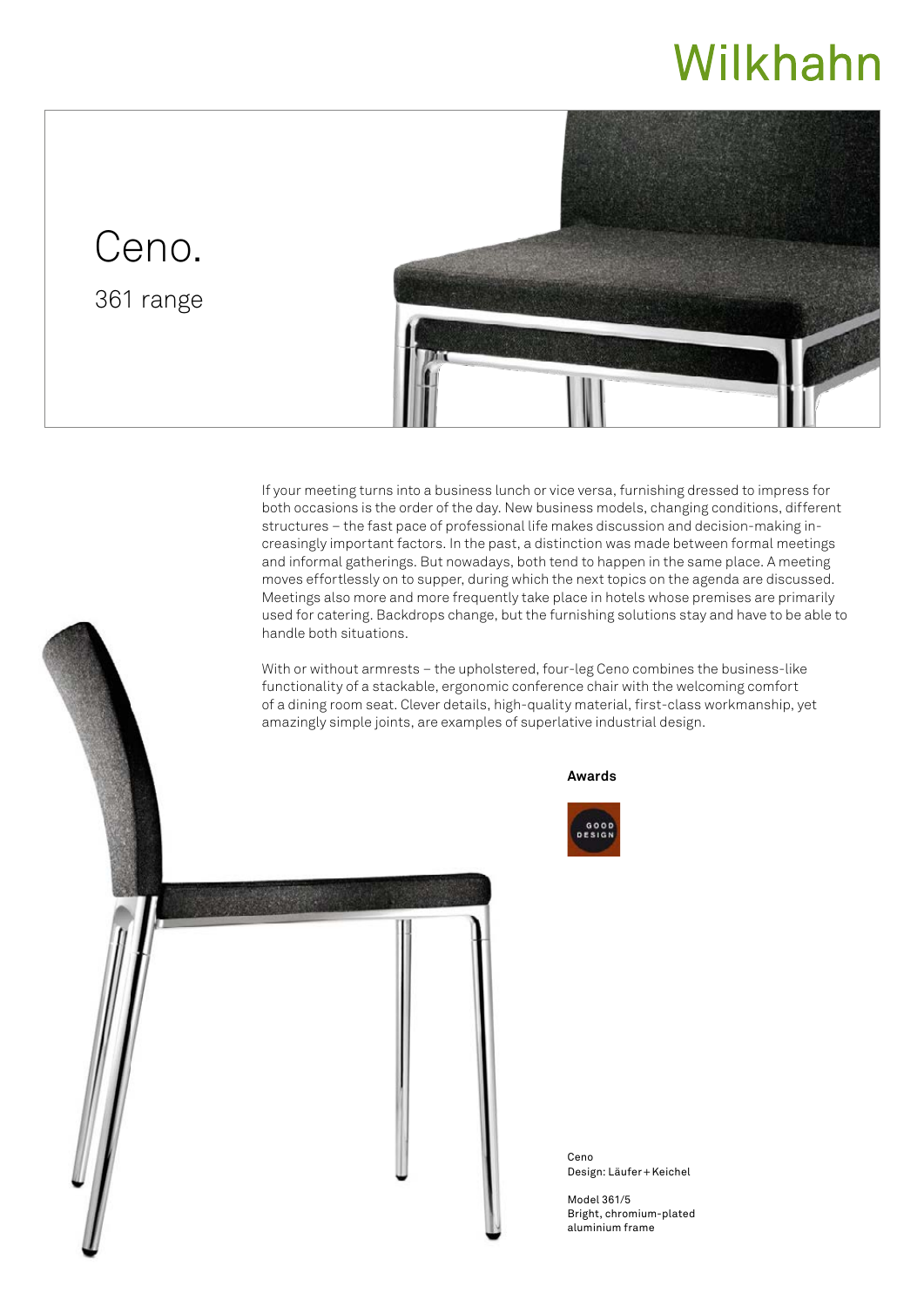Wilkhahn

# Ceno.

## 361 range

If your meeting turns into a business lunch or vice versa, furnishing dressed to impress for both occasions is the order of the day. New business models, changing conditions, different structures – the fast pace of professional life makes discussion and decision-making increasingly important factors. In the past, a distinction was made between formal meetings and informal gatherings. But nowadays, both tend to happen in the same place. A meeting moves effortlessly on to supper, during which the next topics on the agenda are discussed. Meetings also more and more frequently take place in hotels whose premises are primarily used for catering. Backdrops change, but the furnishing solutions stay and have to be able to handle both situations.

With or without armrests – the upholstered, four-leg Ceno combines the business-like functionality of a stackable, ergonomic conference chair with the welcoming comfort of a dining room seat. Clever details, high-quality material, first-class workmanship, yet amazingly simple joints, are examples of superlative industrial design.

**Awards**

GOOD DESIGN

Ceno
Design: Läufer + Keichel

Model 361/5
Bright, chromium-plated aluminium frame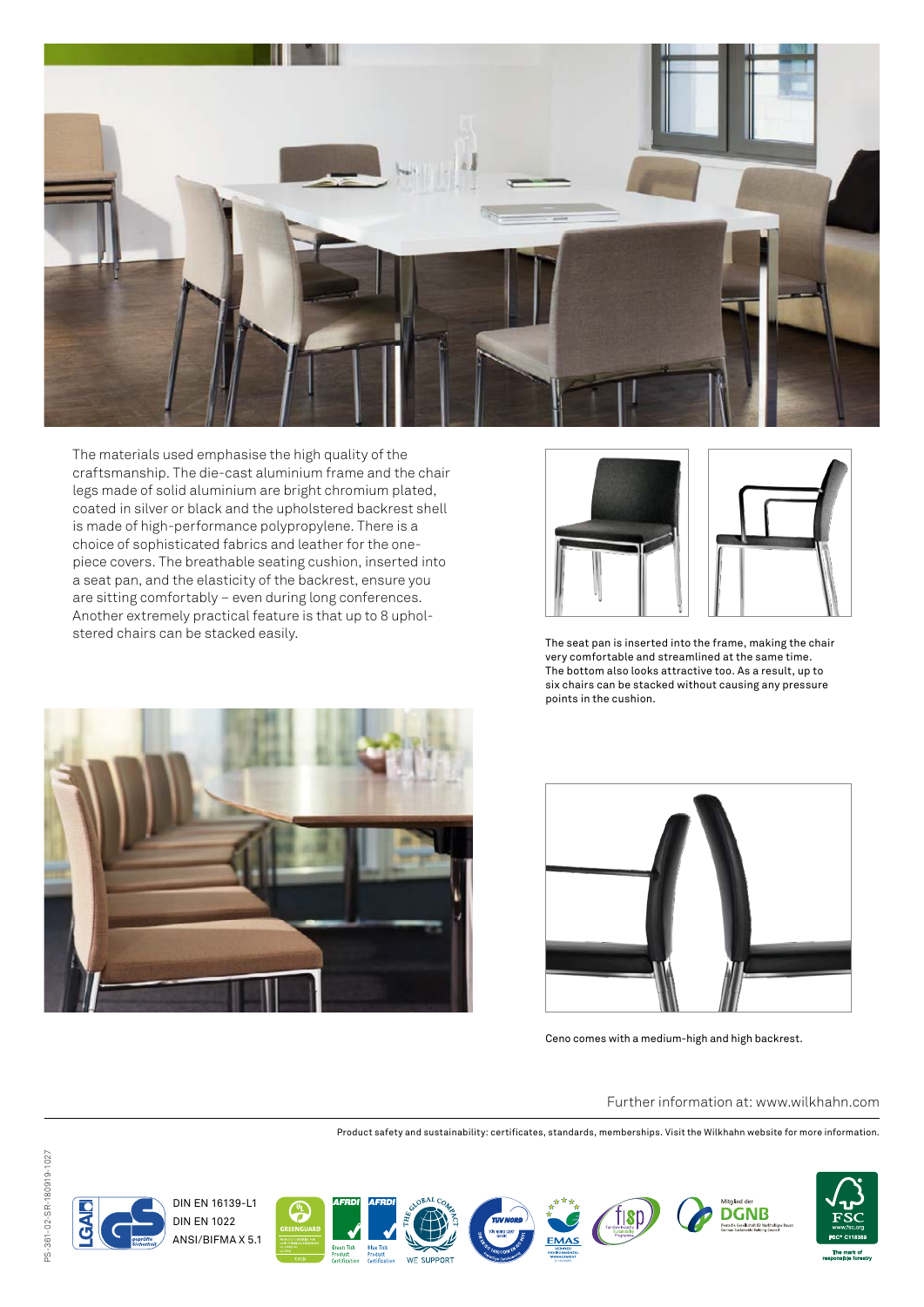The materials used emphasise the high quality of the craftsmanship. The die-cast aluminium frame and the chair legs made of solid aluminium are bright chromium plated, coated in silver or black and the upholstered backrest shell is made of high-performance polypropylene. There is a choice of sophisticated fabrics and leather for the one-piece covers. The breathable seating cushion, inserted into a seat pan, and the elasticity of the backrest, ensure you are sitting comfortably – even during long conferences. Another extremely practical feature is that up to 8 upholstered chairs can be stacked easily.

The seat pan is inserted into the frame, making the chair very comfortable and streamlined at the same time. The bottom also looks attractive too. As a result, up to six chairs can be stacked without causing any pressure points in the cushion.

Ceno comes with a medium-high and high backrest.

Further information at: www.wilkhahn.com

Product safety and sustainability: certificates, standards, memberships. Visit the Wilkhahn website for more information.

DIN EN 16139-L1
DIN EN 1022
ANSI/BIFMA X 5.1

PS-361-02-SR-180919-1027